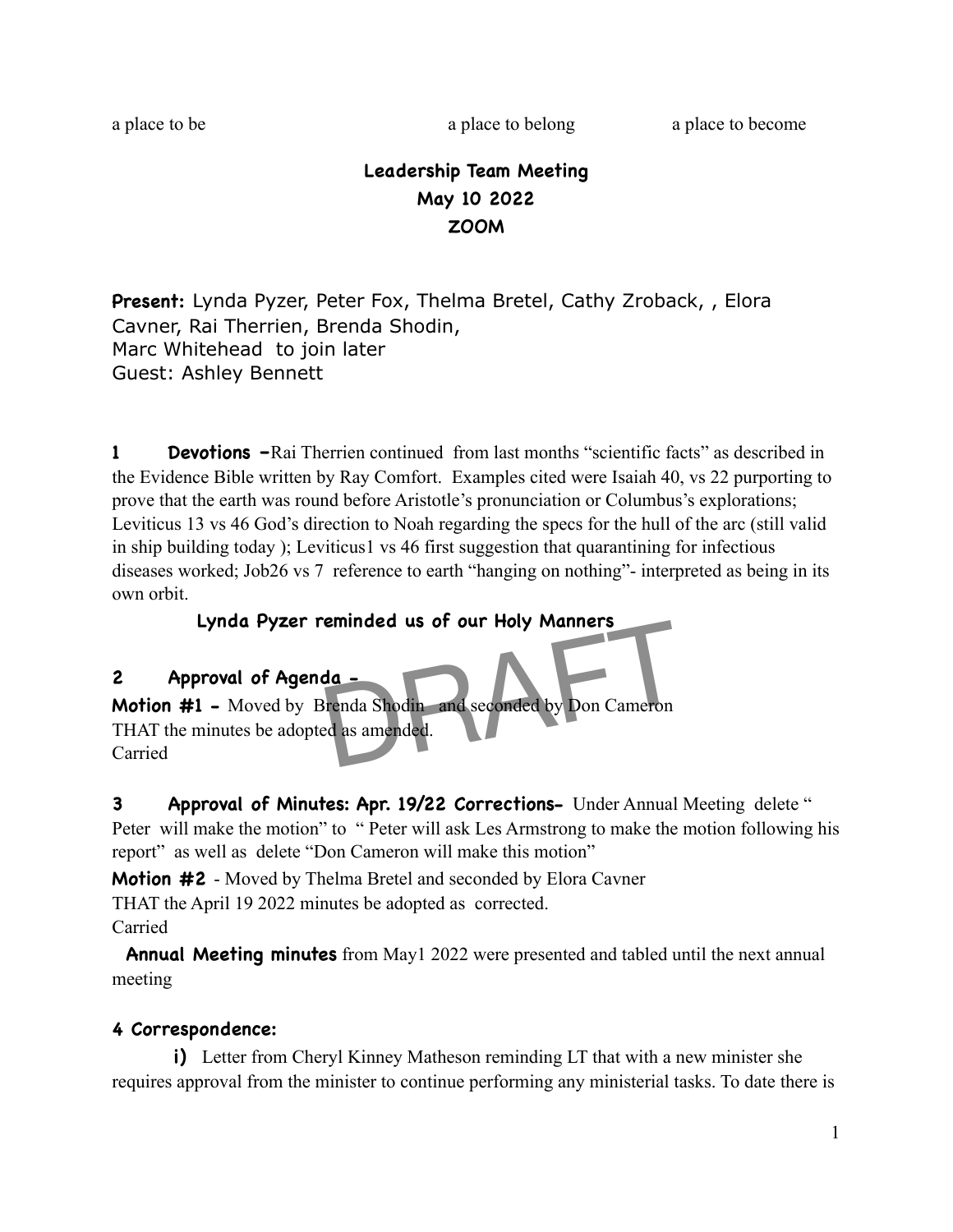a place to be a place to belong a place to become

**Leadership Team Meeting**
**May 10 2022**
**ZOOM**

**Present:** Lynda Pyzer, Peter Fox, Thelma Bretel, Cathy Zroback, , Elora Cavner, Rai Therrien, Brenda Shodin,
Marc Whitehead to join later
Guest: Ashley Bennett

**1 Devotions –** Rai Therrien continued from last months "scientific facts" as described in the Evidence Bible written by Ray Comfort. Examples cited were Isaiah 40, vs 22 purporting to prove that the earth was round before Aristotle's pronunciation or Columbus's explorations; Leviticus 13 vs 46 God's direction to Noah regarding the specs for the hull of the arc (still valid in ship building today ); Leviticus1 vs 46 first suggestion that quarantining for infectious diseases worked; Job26 vs 7 reference to earth "hanging on nothing"- interpreted as being in its own orbit.

**Lynda Pyzer reminded us of our Holy Manners**

DRAFT

**2 Approval of Agenda -**

**Motion #1 -** Moved by Brenda Shodin and seconded by Don Cameron
THAT the minutes be adopted as amended.
Carried

**3 Approval of Minutes: Apr. 19/22 Corrections-** Under Annual Meeting delete " Peter will make the motion" to " Peter will ask Les Armstrong to make the motion following his report" as well as delete "Don Cameron will make this motion"

**Motion #2** - Moved by Thelma Bretel and seconded by Elora Cavner
THAT the April 19 2022 minutes be adopted as corrected.
Carried

**Annual Meeting minutes** from May1 2022 were presented and tabled until the next annual meeting

**4 Correspondence:**

**i)** Letter from Cheryl Kinney Matheson reminding LT that with a new minister she requires approval from the minister to continue performing any ministerial tasks. To date there is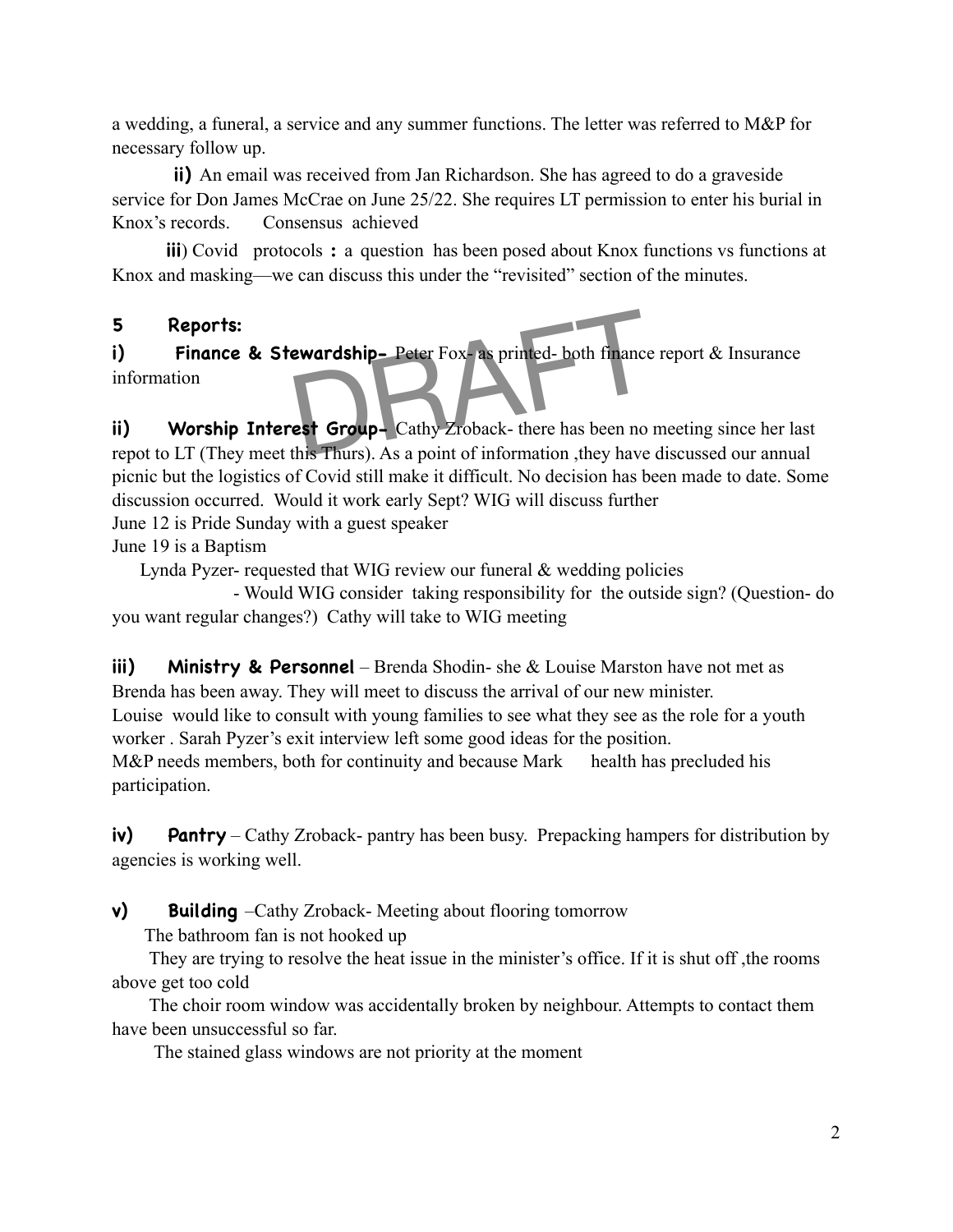a wedding, a funeral, a service and any summer functions. The letter was referred to M&P for necessary follow up.

**ii)** An email was received from Jan Richardson. She has agreed to do a graveside service for Don James McCrae on June 25/22. She requires LT permission to enter his burial in Knox's records. Consensus achieved

**iii**) Covid protocols **:** a question has been posed about Knox functions vs functions at Knox and masking—we can discuss this under the "revisited" section of the minutes.

DRAFT

## 5 Reports:

**i) Finance & Stewardship-** Peter Fox- as printed- both finance report & Insurance information

**ii) Worship Interest Group-** Cathy Zroback- there has been no meeting since her last repot to LT (They meet this Thurs). As a point of information ,they have discussed our annual picnic but the logistics of Covid still make it difficult. No decision has been made to date. Some discussion occurred. Would it work early Sept? WIG will discuss further

June 12 is Pride Sunday with a guest speaker

June 19 is a Baptism

Lynda Pyzer- requested that WIG review our funeral & wedding policies

- Would WIG consider taking responsibility for the outside sign? (Question- do you want regular changes?) Cathy will take to WIG meeting

**iii) Ministry & Personnel** – Brenda Shodin- she & Louise Marston have not met as Brenda has been away. They will meet to discuss the arrival of our new minister.

Louise would like to consult with young families to see what they see as the role for a youth worker . Sarah Pyzer's exit interview left some good ideas for the position.

M&P needs members, both for continuity and because Mark health has precluded his participation.

**iv) Pantry** – Cathy Zroback- pantry has been busy. Prepacking hampers for distribution by agencies is working well.

**v) Building** –Cathy Zroback- Meeting about flooring tomorrow

The bathroom fan is not hooked up

They are trying to resolve the heat issue in the minister's office. If it is shut off ,the rooms above get too cold

The choir room window was accidentally broken by neighbour. Attempts to contact them have been unsuccessful so far.

The stained glass windows are not priority at the moment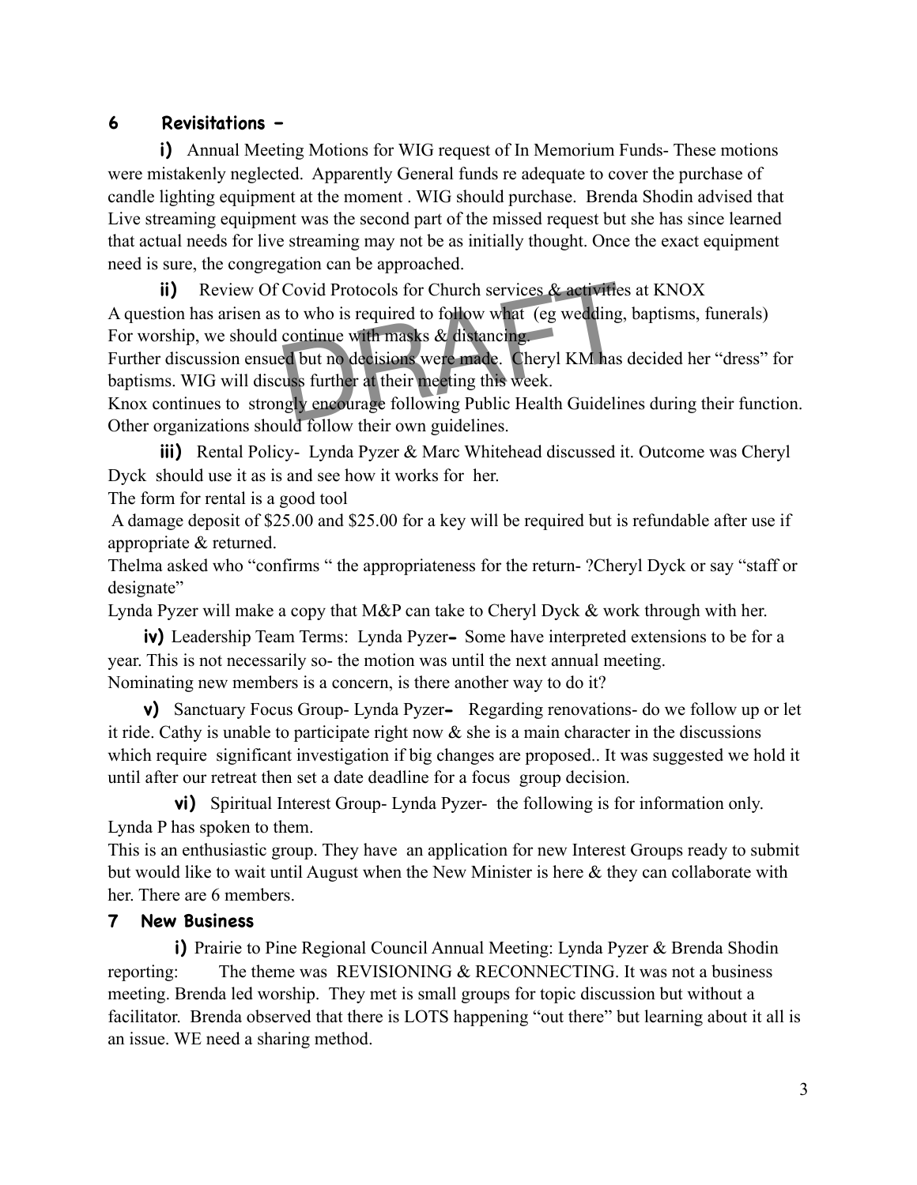## 6 Revisitations –

**i)** Annual Meeting Motions for WIG request of In Memorium Funds- These motions were mistakenly neglected. Apparently General funds re adequate to cover the purchase of candle lighting equipment at the moment . WIG should purchase. Brenda Shodin advised that Live streaming equipment was the second part of the missed request but she has since learned that actual needs for live streaming may not be as initially thought. Once the exact equipment need is sure, the congregation can be approached.

**ii)** Review Of Covid Protocols for Church services & activities at KNOX

A question has arisen as to who is required to follow what (eg wedding, baptisms, funerals)

For worship, we should continue with masks & distancing.

Further discussion ensued but no decisions were made. Cheryl KM has decided her "dress" for baptisms. WIG will discuss further at their meeting this week.

Knox continues to strongly encourage following Public Health Guidelines during their function. Other organizations should follow their own guidelines.

**iii)** Rental Policy- Lynda Pyzer & Marc Whitehead discussed it. Outcome was Cheryl Dyck should use it as is and see how it works for her.

The form for rental is a good tool

A damage deposit of $25.00 and $25.00 for a key will be required but is refundable after use if appropriate & returned.

Thelma asked who "confirms " the appropriateness for the return- ?Cheryl Dyck or say "staff or designate"

Lynda Pyzer will make a copy that M&P can take to Cheryl Dyck & work through with her.

**iv)** Leadership Team Terms: Lynda Pyzer**–** Some have interpreted extensions to be for a year. This is not necessarily so- the motion was until the next annual meeting.

Nominating new members is a concern, is there another way to do it?

**v)** Sanctuary Focus Group- Lynda Pyzer**–** Regarding renovations- do we follow up or let it ride. Cathy is unable to participate right now & she is a main character in the discussions which require significant investigation if big changes are proposed.. It was suggested we hold it until after our retreat then set a date deadline for a focus group decision.

**vi)** Spiritual Interest Group- Lynda Pyzer- the following is for information only. Lynda P has spoken to them.

This is an enthusiastic group. They have an application for new Interest Groups ready to submit but would like to wait until August when the New Minister is here & they can collaborate with her. There are 6 members.

## 7 New Business

**i)** Prairie to Pine Regional Council Annual Meeting: Lynda Pyzer & Brenda Shodin reporting: The theme was REVISIONING & RECONNECTING. It was not a business meeting. Brenda led worship. They met is small groups for topic discussion but without a facilitator. Brenda observed that there is LOTS happening "out there" but learning about it all is an issue. WE need a sharing method.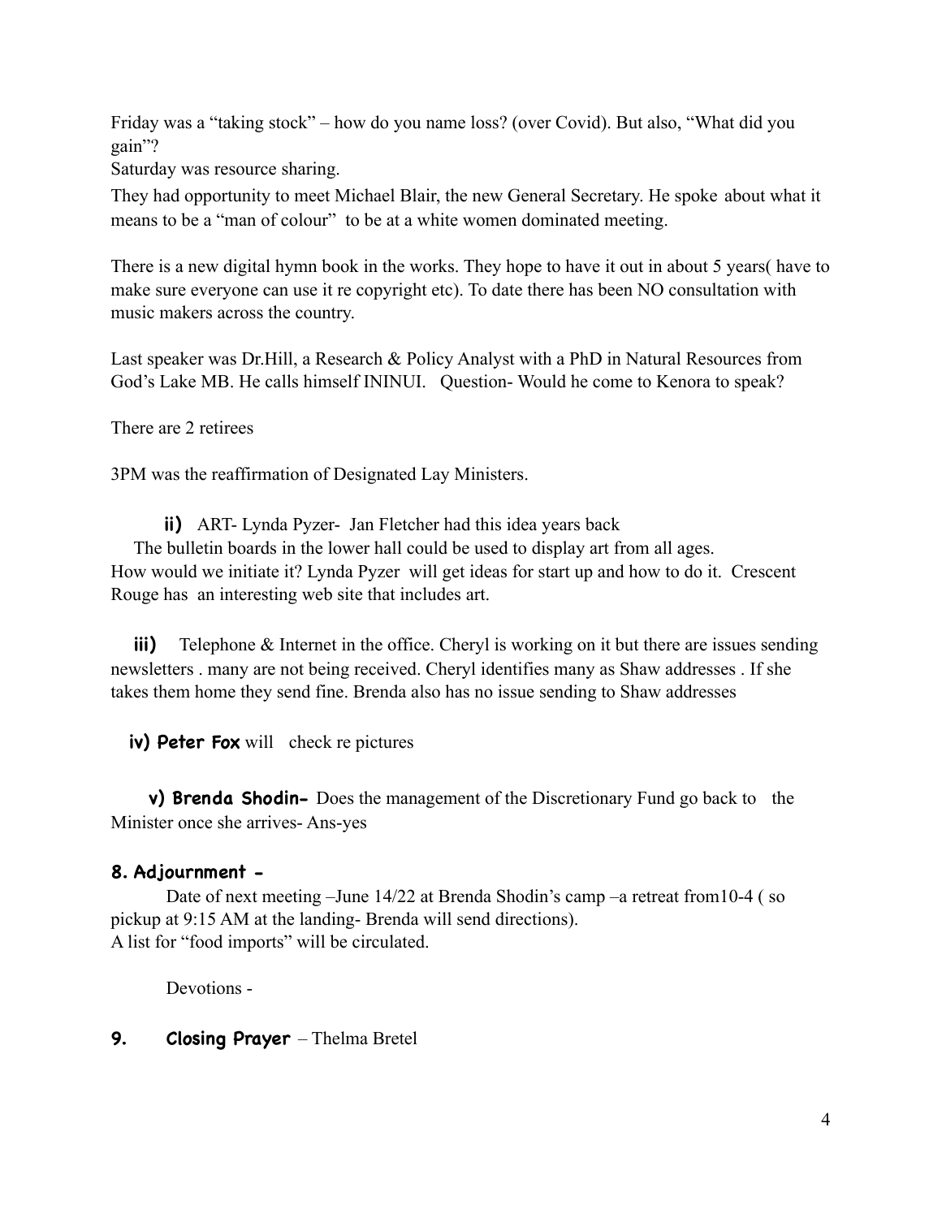Friday was a "taking stock" – how do you name loss? (over Covid). But also, "What did you gain"?

Saturday was resource sharing.

They had opportunity to meet Michael Blair, the new General Secretary. He spoke about what it means to be a "man of colour" to be at a white women dominated meeting.

There is a new digital hymn book in the works. They hope to have it out in about 5 years( have to make sure everyone can use it re copyright etc). To date there has been NO consultation with music makers across the country.

Last speaker was Dr.Hill, a Research & Policy Analyst with a PhD in Natural Resources from God's Lake MB. He calls himself ININUI. Question- Would he come to Kenora to speak?

There are 2 retirees

3PM was the reaffirmation of Designated Lay Ministers.

**ii)** ART- Lynda Pyzer- Jan Fletcher had this idea years back
The bulletin boards in the lower hall could be used to display art from all ages.
How would we initiate it? Lynda Pyzer will get ideas for start up and how to do it. Crescent Rouge has an interesting web site that includes art.

**iii)** Telephone & Internet in the office. Cheryl is working on it but there are issues sending newsletters . many are not being received. Cheryl identifies many as Shaw addresses . If she takes them home they send fine. Brenda also has no issue sending to Shaw addresses

**iv) Peter Fox** will check re pictures

**v) Brenda Shodin-** Does the management of the Discretionary Fund go back to the Minister once she arrives- Ans-yes

### 8. Adjournment -

Date of next meeting –June 14/22 at Brenda Shodin's camp –a retreat from10-4 ( so pickup at 9:15 AM at the landing- Brenda will send directions).
A list for "food imports" will be circulated.

Devotions -

### 9. Closing Prayer – Thelma Bretel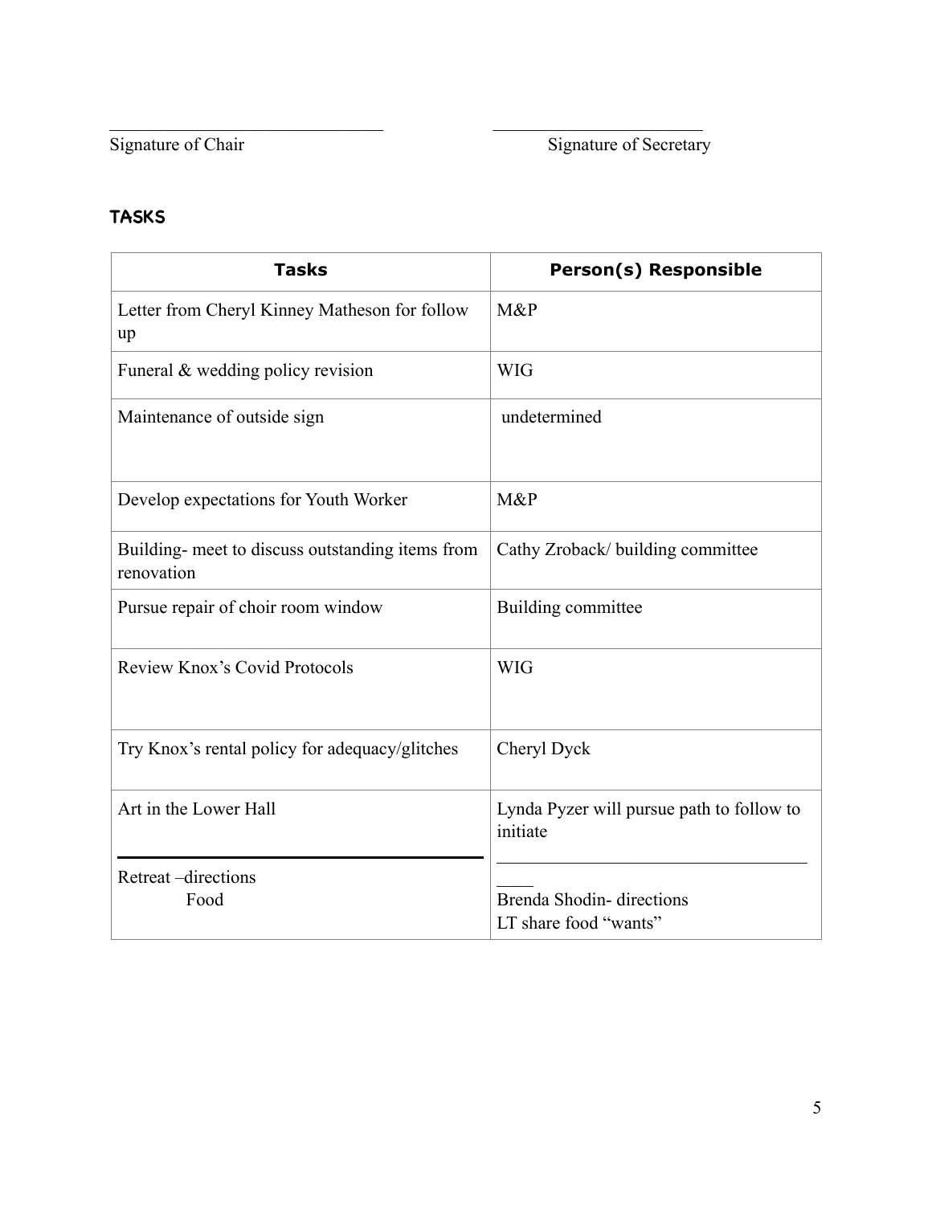\_\_\_\_\_\_\_\_\_\_\_\_\_\_\_\_\_\_\_\_\_\_\_\_\_\_\_\_\_\_\_ \_\_\_\_\_\_\_\_\_\_\_\_\_\_\_\_\_\_\_\_\_\_\_\_

Signature of Chair Signature of Secretary

## TASKS

| Tasks | Person(s) Responsible |
|---|---|
| Letter from Cheryl Kinney Matheson for follow up | M&P |
| Funeral & wedding policy revision | WIG |
| Maintenance of outside sign | undetermined |
| Develop expectations for Youth Worker | M&P |
| Building- meet to discuss outstanding items from renovation | Cathy Zroback/ building committee |
| Pursue repair of choir room window | Building committee |
| Review Knox's Covid Protocols | WIG |
| Try Knox's rental policy for adequacy/glitches | Cheryl Dyck |
| Art in the Lower Hall | Lynda Pyzer will pursue path to follow to initiate |
| Retreat –directions<br>Food | Brenda Shodin- directions<br>LT share food "wants" |